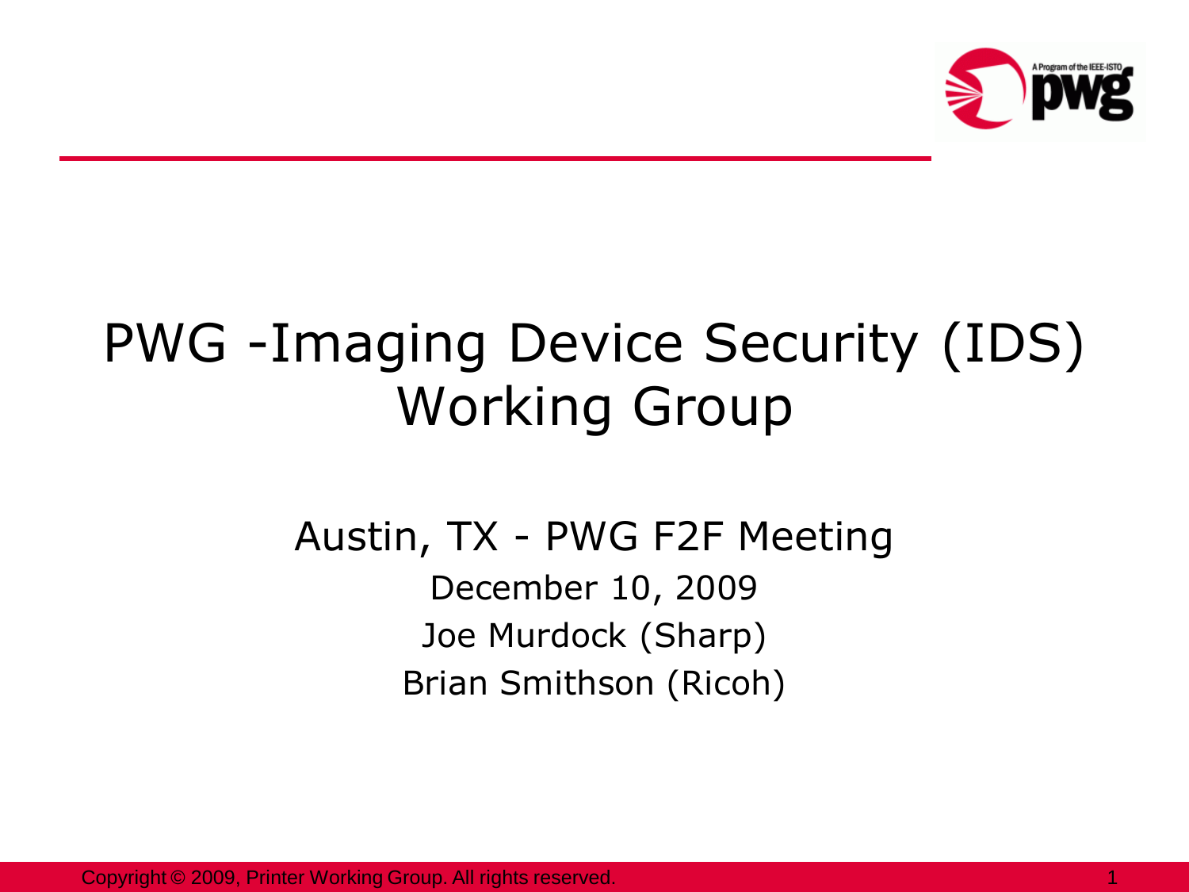# PWG -Imaging Device Security (IDS) Working Group

Austin, TX - PWG F2F Meeting

December 10, 2009

Joe Murdock (Sharp)

Brian Smithson (Ricoh)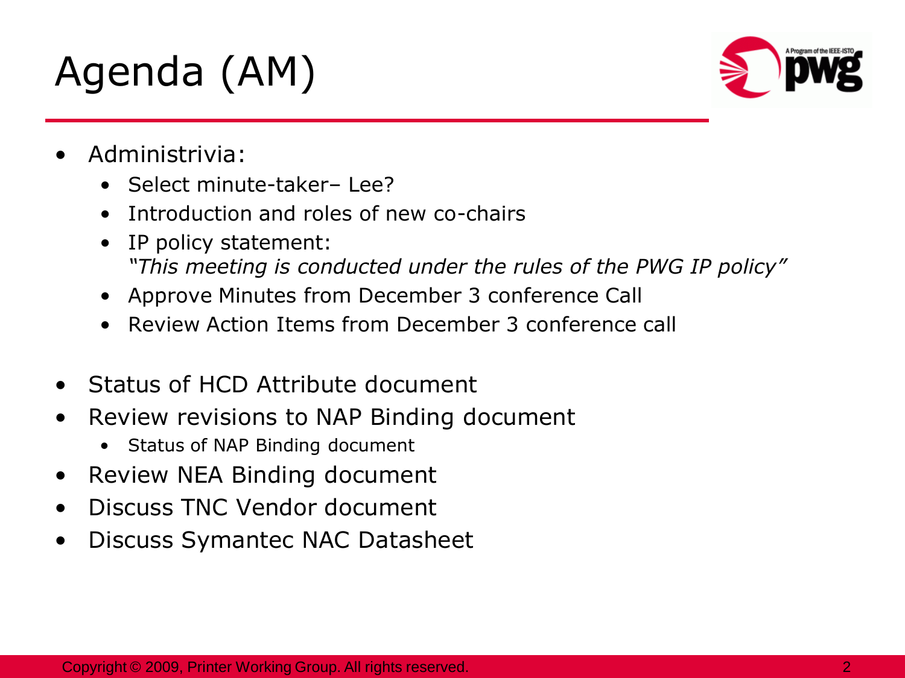# Agenda (AM)

- Administrivia:
  - Select minute-taker– Lee?
  - Introduction and roles of new co-chairs
  - IP policy statement:
    *"This meeting is conducted under the rules of the PWG IP policy"*
  - Approve Minutes from December 3 conference Call
  - Review Action Items from December 3 conference call
- Status of HCD Attribute document
- Review revisions to NAP Binding document
  - Status of NAP Binding document
- Review NEA Binding document
- Discuss TNC Vendor document
- Discuss Symantec NAC Datasheet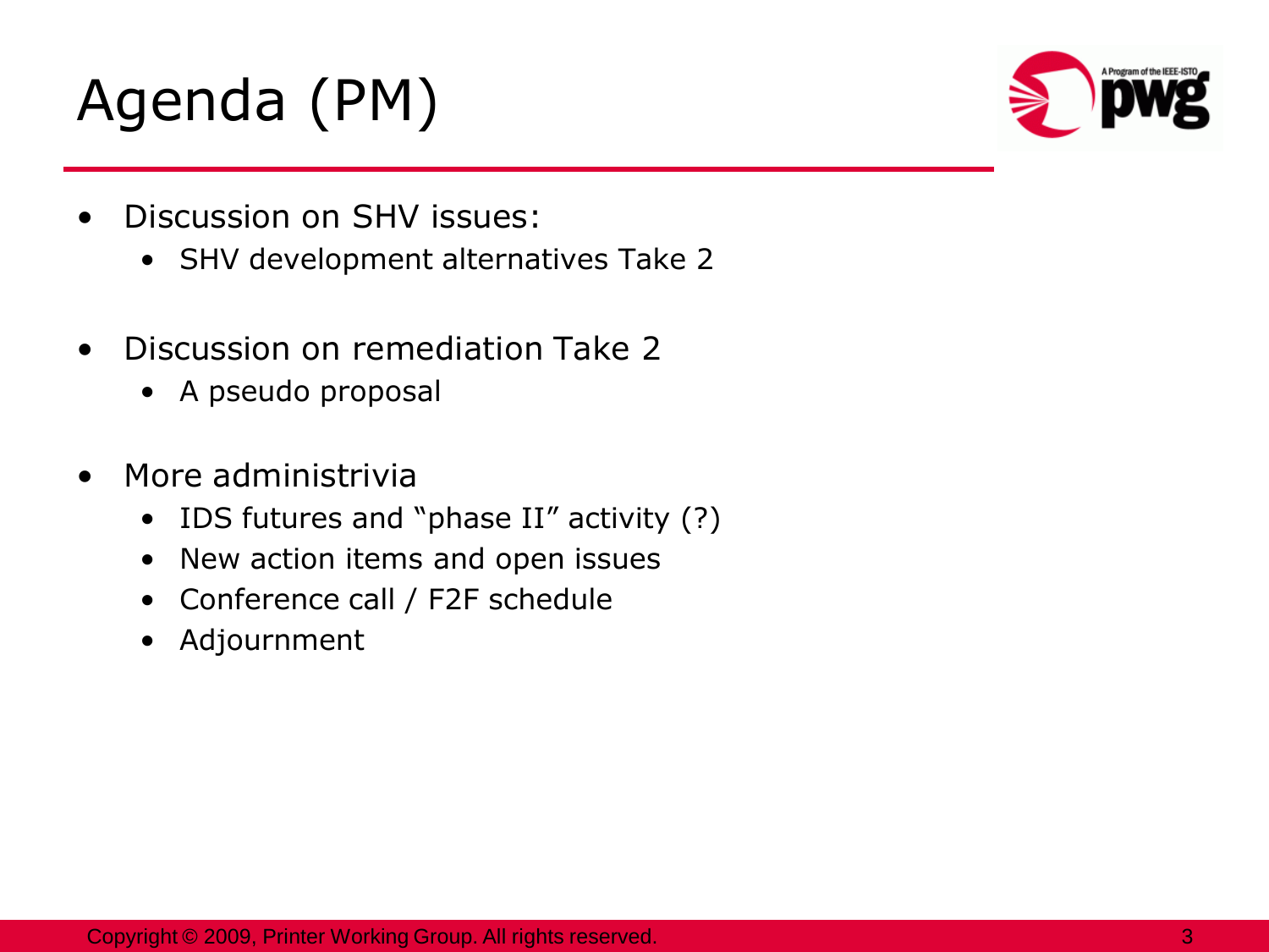# Agenda (PM)

- Discussion on SHV issues:
  - SHV development alternatives Take 2
- Discussion on remediation Take 2
  - A pseudo proposal
- More administrivia
  - IDS futures and "phase II" activity (?)
  - New action items and open issues
  - Conference call / F2F schedule
  - Adjournment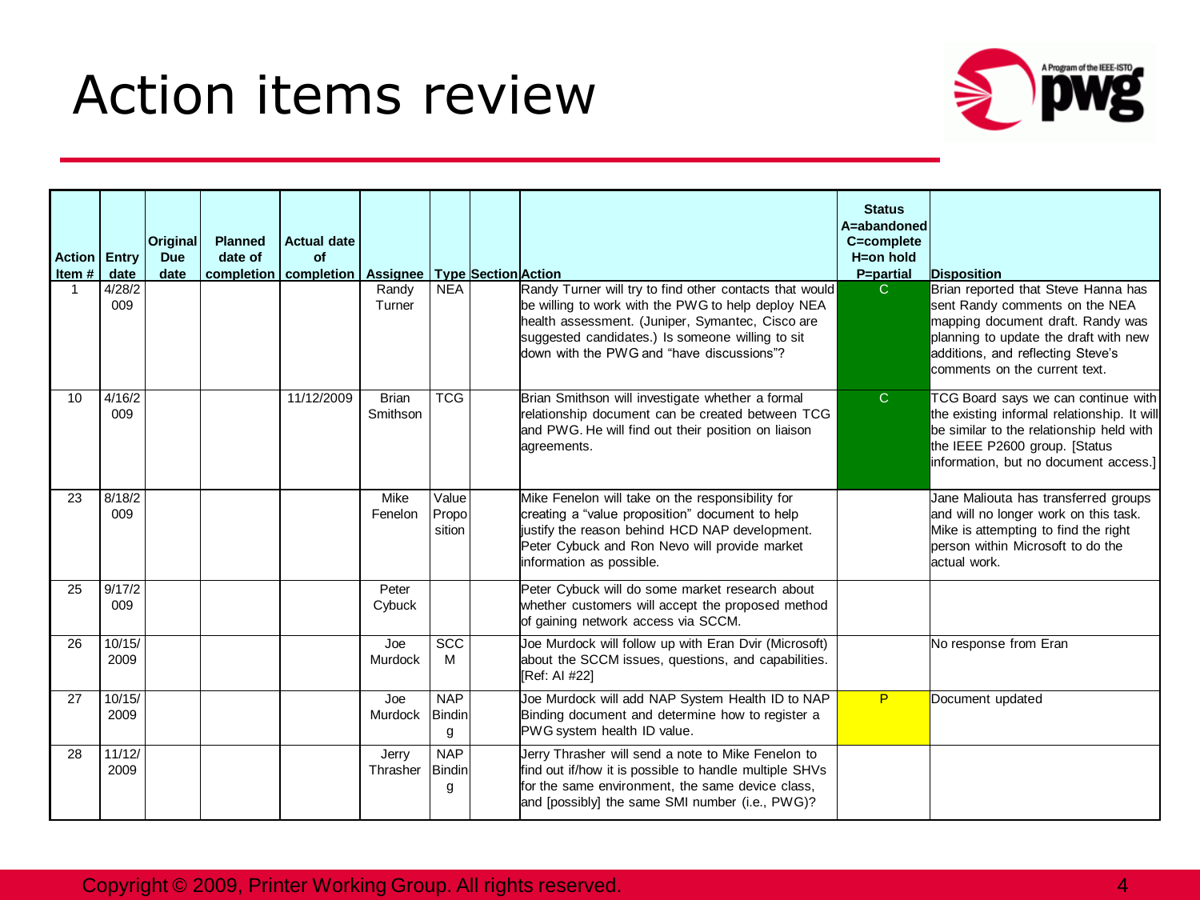# Action items review

| Action Item # | Entry date | Original Due date | Planned date of completion | Actual date of completion | Assignee | Type | Section | Action | Status A=abandoned C=complete H=on hold P=partial | Disposition |
|---|---|---|---|---|---|---|---|---|---|---|
| 1 | 4/28/2009 | | | | Randy Turner | NEA | | Randy Turner will try to find other contacts that would be willing to work with the PWG to help deploy NEA health assessment. (Juniper, Symantec, Cisco are suggested candidates.) Is someone willing to sit down with the PWG and "have discussions"? | C | Brian reported that Steve Hanna has sent Randy comments on the NEA mapping document draft. Randy was planning to update the draft with new additions, and reflecting Steve's comments on the current text. |
| 10 | 4/16/2009 | | | 11/12/2009 | Brian Smithson | TCG | | Brian Smithson will investigate whether a formal relationship document can be created between TCG and PWG. He will find out their position on liaison agreements. | C | TCG Board says we can continue with the existing informal relationship. It will be similar to the relationship held with the IEEE P2600 group. [Status information, but no document access.] |
| 23 | 8/18/2009 | | | | Mike Fenelon | Value Proposition | | Mike Fenelon will take on the responsibility for creating a "value proposition" document to help justify the reason behind HCD NAP development. Peter Cybuck and Ron Nevo will provide market information as possible. | | Jane Maliouta has transferred groups and will no longer work on this task. Mike is attempting to find the right person within Microsoft to do the actual work. |
| 25 | 9/17/2009 | | | | Peter Cybuck | | | Peter Cybuck will do some market research about whether customers will accept the proposed method of gaining network access via SCCM. | | |
| 26 | 10/15/2009 | | | | Joe Murdock | SCCM | | Joe Murdock will follow up with Eran Dvir (Microsoft) about the SCCM issues, questions, and capabilities. [Ref: AI #22] | | No response from Eran |
| 27 | 10/15/2009 | | | | Joe Murdock | NAP Binding | | Joe Murdock will add NAP System Health ID to NAP Binding document and determine how to register a PWG system health ID value. | P | Document updated |
| 28 | 11/12/2009 | | | | Jerry Thrasher | NAP Binding | | Jerry Thrasher will send a note to Mike Fenelon to find out if/how it is possible to handle multiple SHVs for the same environment, the same device class, and [possibly] the same SMI number (i.e., PWG)? | | |

Copyright © 2009, Printer Working Group. All rights reserved.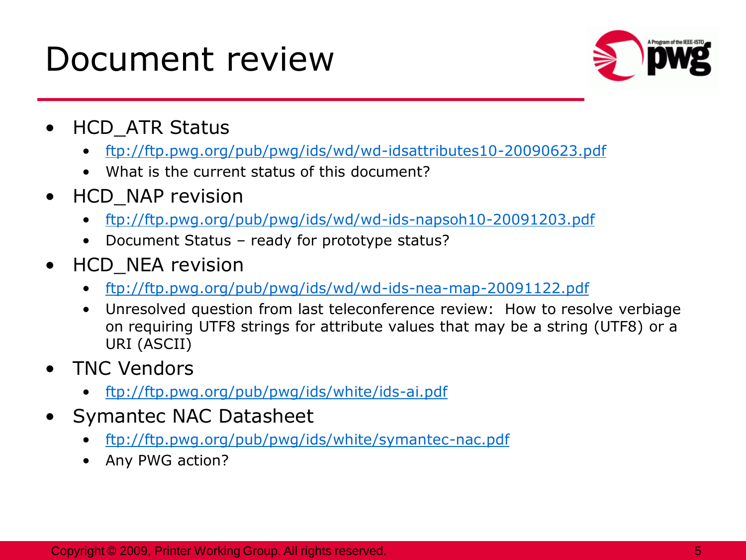# Document review

- HCD_ATR Status
  - ftp://ftp.pwg.org/pub/pwg/ids/wd/wd-idsattributes10-20090623.pdf
  - What is the current status of this document?
- HCD_NAP revision
  - ftp://ftp.pwg.org/pub/pwg/ids/wd/wd-ids-napsoh10-20091203.pdf
  - Document Status – ready for prototype status?
- HCD_NEA revision
  - ftp://ftp.pwg.org/pub/pwg/ids/wd/wd-ids-nea-map-20091122.pdf
  - Unresolved question from last teleconference review: How to resolve verbiage on requiring UTF8 strings for attribute values that may be a string (UTF8) or a URI (ASCII)
- TNC Vendors
  - ftp://ftp.pwg.org/pub/pwg/ids/white/ids-ai.pdf
- Symantec NAC Datasheet
  - ftp://ftp.pwg.org/pub/pwg/ids/white/symantec-nac.pdf
  - Any PWG action?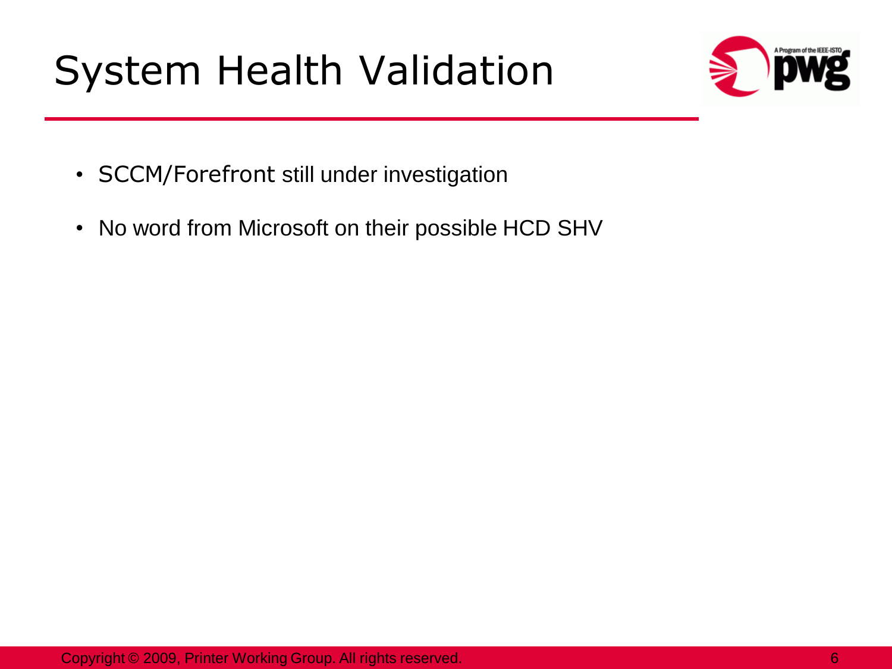# System Health Validation

- SCCM/Forefront still under investigation
- No word from Microsoft on their possible HCD SHV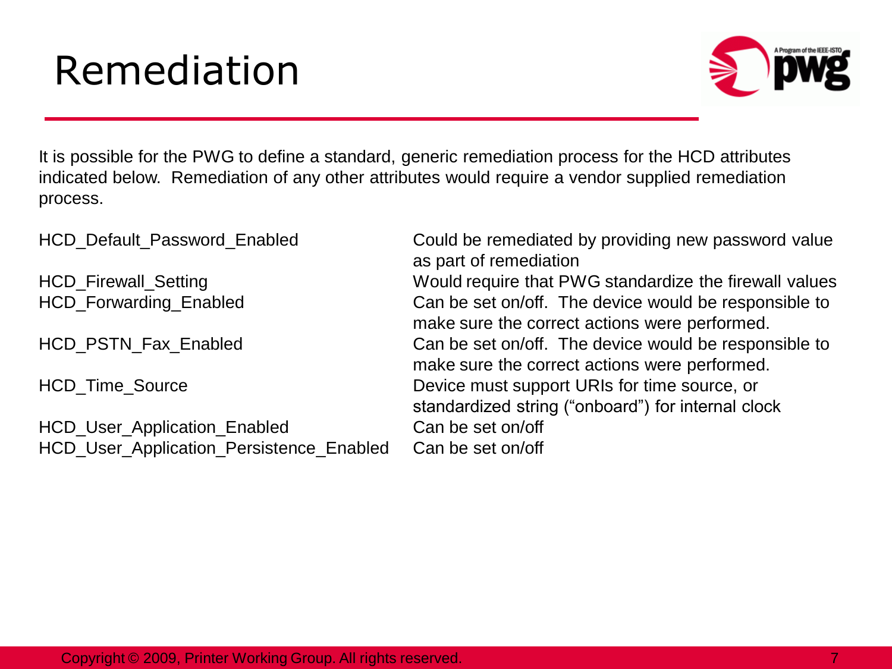# Remediation

It is possible for the PWG to define a standard, generic remediation process for the HCD attributes indicated below. Remediation of any other attributes would require a vendor supplied remediation process.

| Attribute | Remediation |
| --- | --- |
| HCD_Default_Password_Enabled | Could be remediated by providing new password value as part of remediation |
| HCD_Firewall_Setting | Would require that PWG standardize the firewall values |
| HCD_Forwarding_Enabled | Can be set on/off. The device would be responsible to make sure the correct actions were performed. |
| HCD_PSTN_Fax_Enabled | Can be set on/off. The device would be responsible to make sure the correct actions were performed. |
| HCD_Time_Source | Device must support URIs for time source, or standardized string ("onboard") for internal clock |
| HCD_User_Application_Enabled | Can be set on/off |
| HCD_User_Application_Persistence_Enabled | Can be set on/off |

Copyright © 2009, Printer Working Group. All rights reserved.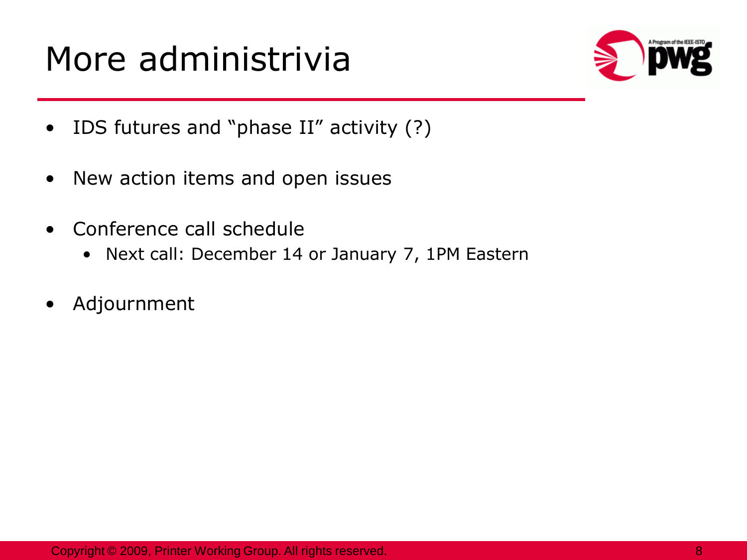# More administrivia

- IDS futures and "phase II" activity (?)
- New action items and open issues
- Conference call schedule
  - Next call: December 14 or January 7, 1PM Eastern
- Adjournment